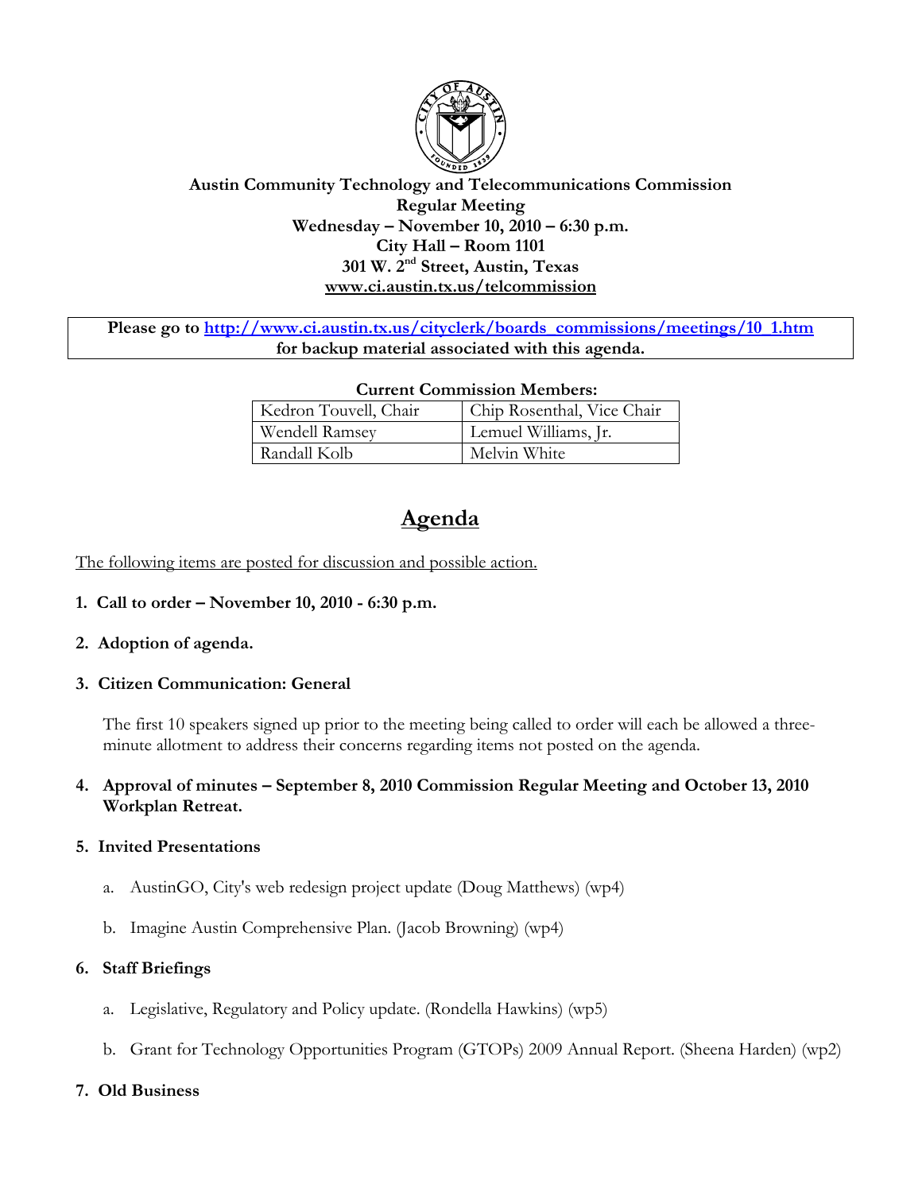**Austin Community Technology and Telecommunications Commission**
**Regular Meeting**
**Wednesday – November 10, 2010 – 6:30 p.m.**
**City Hall – Room 1101**
**301 W. 2nd Street, Austin, Texas**
**www.ci.austin.tx.us/telcommission**

**Please go to http://www.ci.austin.tx.us/cityclerk/boards_commissions/meetings/10_1.htm for backup material associated with this agenda.**

**Current Commission Members:**

| | |
|---|---|
| Kedron Touvell, Chair | Chip Rosenthal, Vice Chair |
| Wendell Ramsey | Lemuel Williams, Jr. |
| Randall Kolb | Melvin White |

# Agenda

The following items are posted for discussion and possible action.

1. **Call to order – November 10, 2010 - 6:30 p.m.**

2. **Adoption of agenda.**

3. **Citizen Communication: General**

   The first 10 speakers signed up prior to the meeting being called to order will each be allowed a three-minute allotment to address their concerns regarding items not posted on the agenda.

4. **Approval of minutes – September 8, 2010 Commission Regular Meeting and October 13, 2010 Workplan Retreat.**

5. **Invited Presentations**

   a. AustinGO, City's web redesign project update (Doug Matthews) (wp4)

   b. Imagine Austin Comprehensive Plan. (Jacob Browning) (wp4)

6. **Staff Briefings**

   a. Legislative, Regulatory and Policy update. (Rondella Hawkins) (wp5)

   b. Grant for Technology Opportunities Program (GTOPs) 2009 Annual Report. (Sheena Harden) (wp2)

7. **Old Business**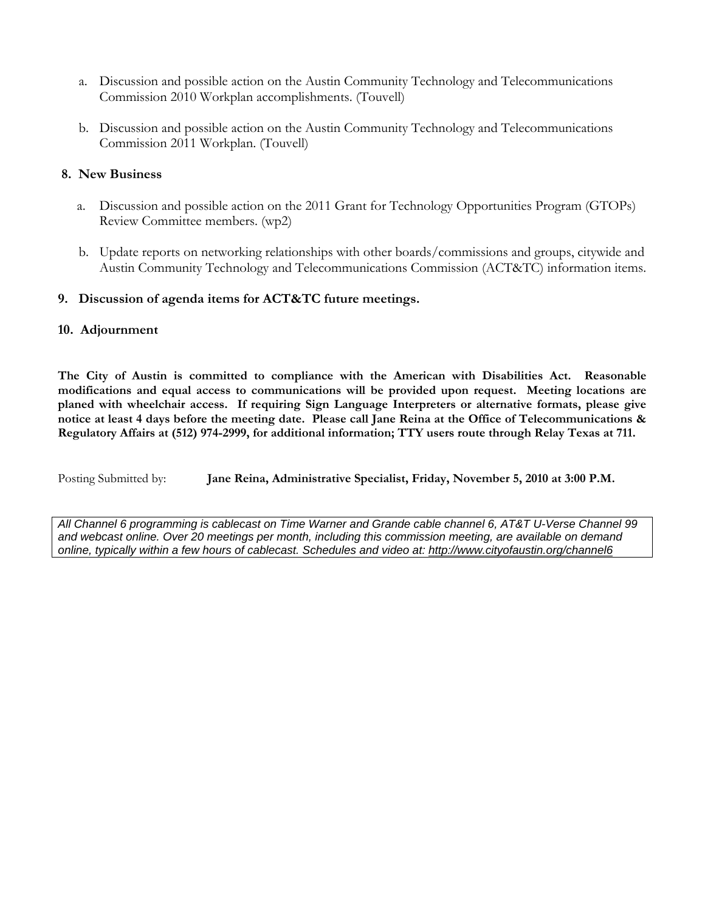a. Discussion and possible action on the Austin Community Technology and Telecommunications Commission 2010 Workplan accomplishments. (Touvell)

b. Discussion and possible action on the Austin Community Technology and Telecommunications Commission 2011 Workplan. (Touvell)

**8. New Business**

a. Discussion and possible action on the 2011 Grant for Technology Opportunities Program (GTOPs) Review Committee members. (wp2)

b. Update reports on networking relationships with other boards/commissions and groups, citywide and Austin Community Technology and Telecommunications Commission (ACT&TC) information items.

**9. Discussion of agenda items for ACT&TC future meetings.**

**10. Adjournment**

**The City of Austin is committed to compliance with the American with Disabilities Act. Reasonable modifications and equal access to communications will be provided upon request. Meeting locations are planed with wheelchair access. If requiring Sign Language Interpreters or alternative formats, please give notice at least 4 days before the meeting date. Please call Jane Reina at the Office of Telecommunications & Regulatory Affairs at (512) 974-2999, for additional information; TTY users route through Relay Texas at 711.**

Posting Submitted by: **Jane Reina, Administrative Specialist, Friday, November 5, 2010 at 3:00 P.M.**

*All Channel 6 programming is cablecast on Time Warner and Grande cable channel 6, AT&T U-Verse Channel 99 and webcast online. Over 20 meetings per month, including this commission meeting, are available on demand online, typically within a few hours of cablecast. Schedules and video at: http://www.cityofaustin.org/channel6*